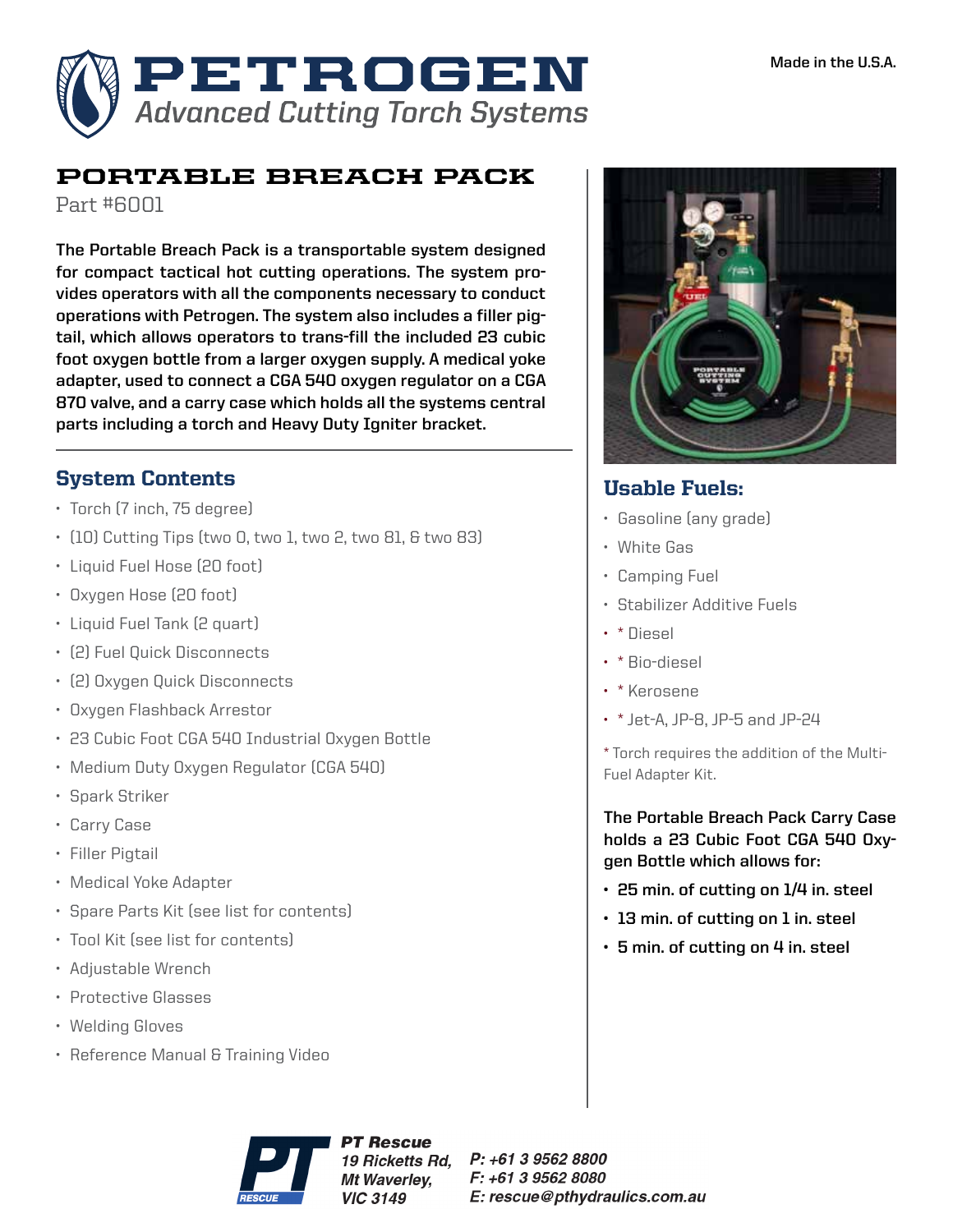# PETROGEN

*Advanced Cutting Torch Systems*

Made in the U.S.A.

## PORTABLE BREACH PACK

Part #6001

**The Portable Breach Pack is a transportable system designed for compact tactical hot cutting operations. The system provides operators with all the components necessary to conduct operations with Petrogen. The system also includes a filler pigtail, which allows operators to trans-fill the included 23 cubic foot oxygen bottle from a larger oxygen supply. A medical yoke adapter, used to connect a CGA 540 oxygen regulator on a CGA 870 valve, and a carry case which holds all the systems central parts including a torch and Heavy Duty Igniter bracket.**

### System Contents

- Torch (7 inch, 75 degree)
- (10) Cutting Tips (two 0, two 1, two 2, two 81, & two 83)
- Liquid Fuel Hose (20 foot)
- Oxygen Hose (20 foot)
- Liquid Fuel Tank (2 quart)
- (2) Fuel Quick Disconnects
- (2) Oxygen Quick Disconnects
- Oxygen Flashback Arrestor
- 23 Cubic Foot CGA 540 Industrial Oxygen Bottle
- Medium Duty Oxygen Regulator (CGA 540)
- Spark Striker
- Carry Case
- Filler Pigtail
- Medical Yoke Adapter
- Spare Parts Kit (see list for contents)
- Tool Kit (see list for contents)
- Adjustable Wrench
- Protective Glasses
- Welding Gloves
- Reference Manual & Training Video

### Usable Fuels:

- Gasoline (any grade)
- White Gas
- Camping Fuel
- Stabilizer Additive Fuels
- * Diesel
- * Bio-diesel
- * Kerosene
- * Jet-A, JP-8, JP-5 and JP-24

* Torch requires the addition of the Multi-Fuel Adapter Kit.

**The Portable Breach Pack Carry Case holds a 23 Cubic Foot CGA 540 Oxygen Bottle which allows for:**

- **25 min. of cutting on 1/4 in. steel**
- **13 min. of cutting on 1 in. steel**
- **5 min. of cutting on 4 in. steel**

***PT Rescue***
***19 Ricketts Rd, Mt Waverley, VIC 3149***

***P: +61 3 9562 8800***
***F: +61 3 9562 8080***
***E: rescue@pthydraulics.com.au***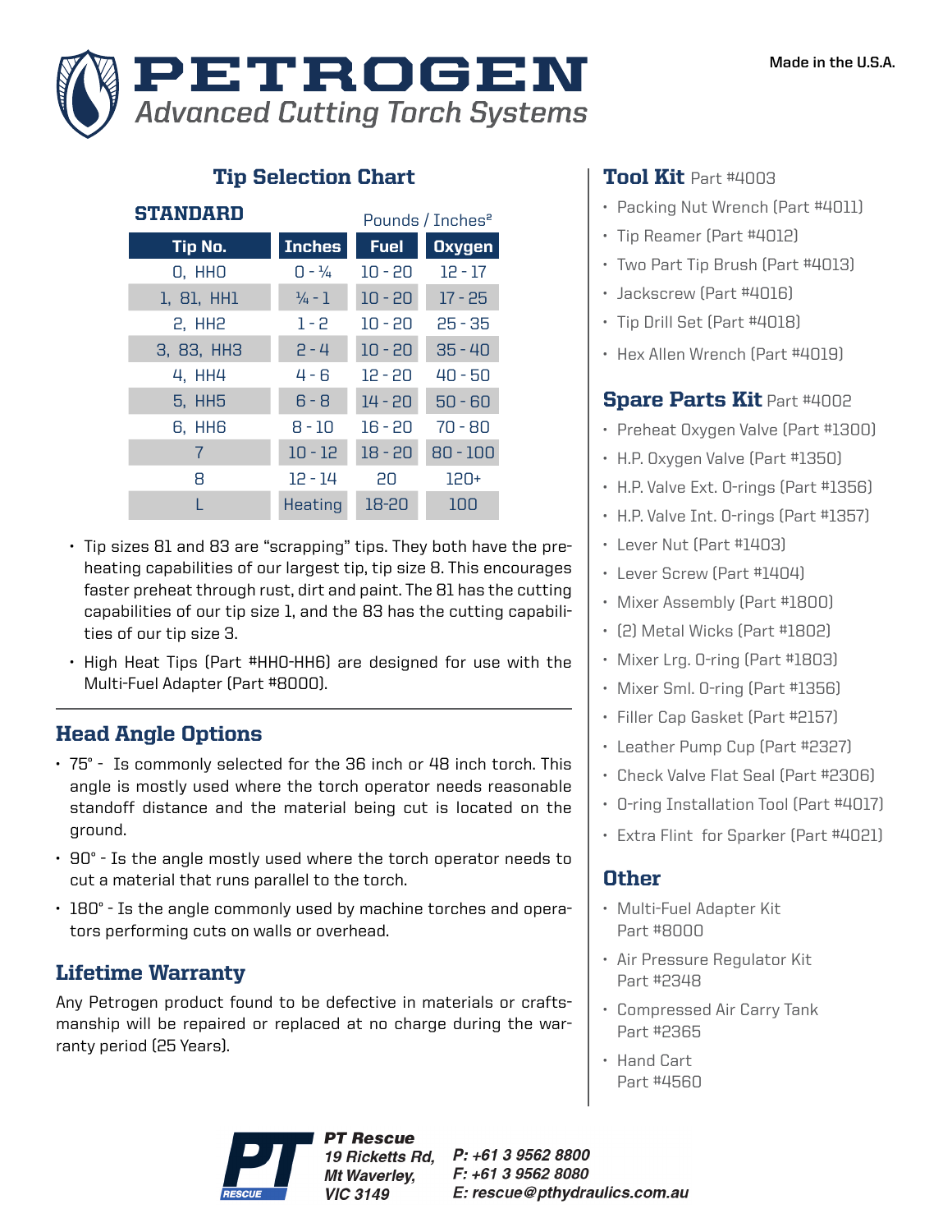# PETROGEN

*Advanced Cutting Torch Systems*

Made in the U.S.A.

## Tip Selection Chart

**STANDARD**

| Tip No. | Inches | Fuel | Oxygen |
|---|---|---|---|
| | | Pounds / Inches² | |
| 0, HH0 | 0 - ¼ | 10 - 20 | 12 - 17 |
| 1, 81, HH1 | ¼ - 1 | 10 - 20 | 17 - 25 |
| 2, HH2 | 1 - 2 | 10 - 20 | 25 - 35 |
| 3, 83, HH3 | 2 - 4 | 10 - 20 | 35 - 40 |
| 4, HH4 | 4 - 6 | 12 - 20 | 40 - 50 |
| 5, HH5 | 6 - 8 | 14 - 20 | 50 - 60 |
| 6, HH6 | 8 - 10 | 16 - 20 | 70 - 80 |
| 7 | 10 - 12 | 18 - 20 | 80 - 100 |
| 8 | 12 - 14 | 20 | 120+ |
| L | Heating | 18-20 | 100 |

- Tip sizes 81 and 83 are "scrapping" tips. They both have the preheating capabilities of our largest tip, tip size 8. This encourages faster preheat through rust, dirt and paint. The 81 has the cutting capabilities of our tip size 1, and the 83 has the cutting capabilities of our tip size 3.
- High Heat Tips (Part #HH0-HH6) are designed for use with the Multi-Fuel Adapter (Part #8000).

## Head Angle Options

- 75° - Is commonly selected for the 36 inch or 48 inch torch. This angle is mostly used where the torch operator needs reasonable standoff distance and the material being cut is located on the ground.
- 90° - Is the angle mostly used where the torch operator needs to cut a material that runs parallel to the torch.
- 180° - Is the angle commonly used by machine torches and operators performing cuts on walls or overhead.

## Lifetime Warranty

Any Petrogen product found to be defective in materials or craftsmanship will be repaired or replaced at no charge during the warranty period (25 Years).

## Tool Kit Part #4003

- Packing Nut Wrench (Part #4011)
- Tip Reamer (Part #4012)
- Two Part Tip Brush (Part #4013)
- Jackscrew (Part #4016)
- Tip Drill Set (Part #4018)
- Hex Allen Wrench (Part #4019)

## Spare Parts Kit Part #4002

- Preheat Oxygen Valve (Part #1300)
- H.P. Oxygen Valve (Part #1350)
- H.P. Valve Ext. O-rings (Part #1356)
- H.P. Valve Int. O-rings (Part #1357)
- Lever Nut (Part #1403)
- Lever Screw (Part #1404)
- Mixer Assembly (Part #1800)
- (2) Metal Wicks (Part #1802)
- Mixer Lrg. O-ring (Part #1803)
- Mixer Sml. O-ring (Part #1356)
- Filler Cap Gasket (Part #2157)
- Leather Pump Cup (Part #2327)
- Check Valve Flat Seal (Part #2306)
- O-ring Installation Tool (Part #4017)
- Extra Flint for Sparker (Part #4021)

## Other

- Multi-Fuel Adapter Kit Part #8000
- Air Pressure Regulator Kit Part #2348
- Compressed Air Carry Tank Part #2365
- Hand Cart Part #4560

***PT Rescue***
*19 Ricketts Rd, Mt Waverley, VIC 3149*

*P: +61 3 9562 8800*
*F: +61 3 9562 8080*
*E: rescue@pthydraulics.com.au*